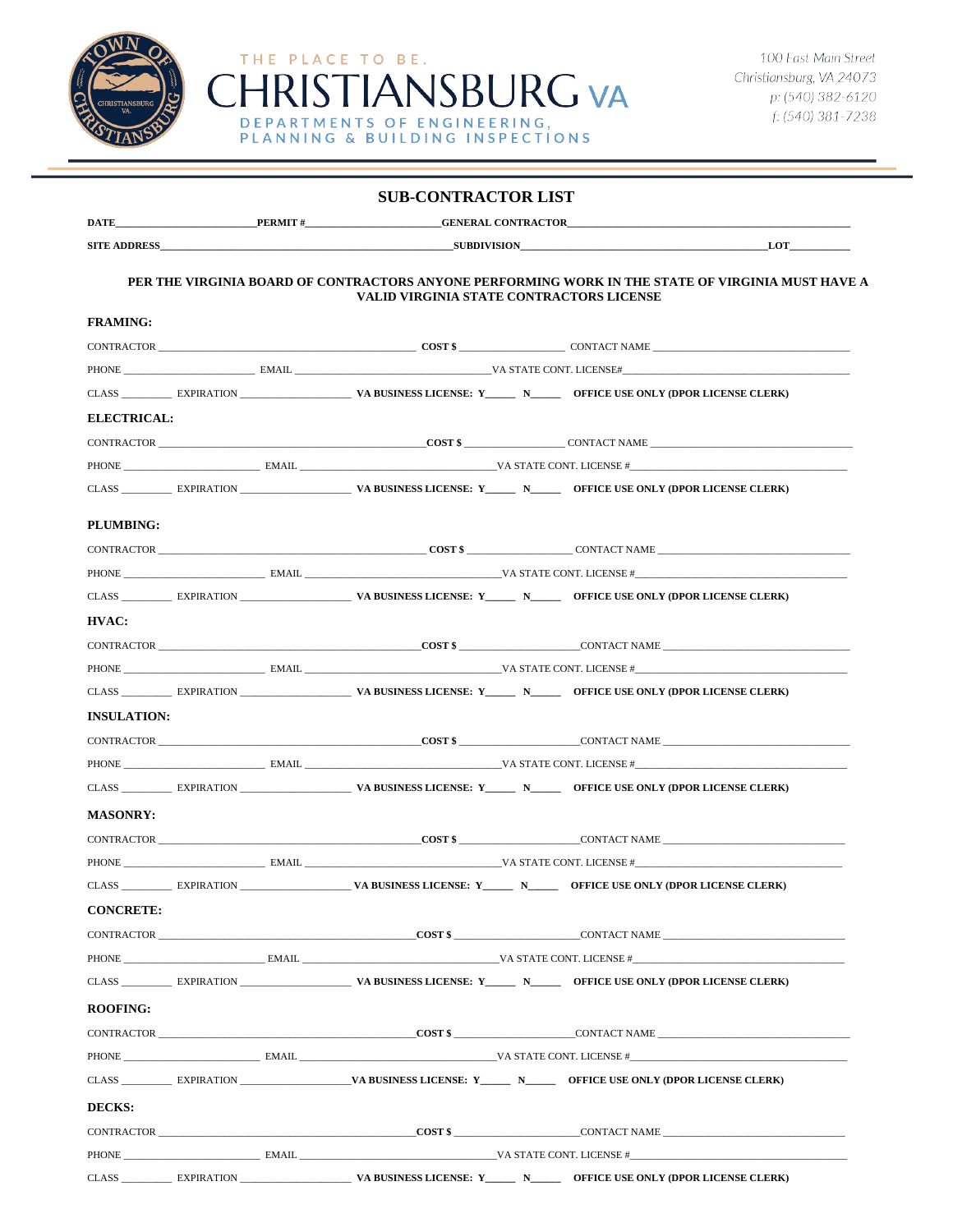THE PLACE TO BE.

# CHRISTIANSBURG VA

DEPARTMENTS OF ENGINEERING, PLANNING & BUILDING INSPECTIONS

100 East Main Street
Christiansburg, VA 24073
p: (540) 382-6120
f: (540) 381-7238

## SUB-CONTRACTOR LIST

**DATE**_______________________**PERMIT #**_______________________**GENERAL CONTRACTOR**_______________________

**SITE ADDRESS**_______________________**SUBDIVISION**_______________________**LOT**___________

**PER THE VIRGINIA BOARD OF CONTRACTORS ANYONE PERFORMING WORK IN THE STATE OF VIRGINIA MUST HAVE A VALID VIRGINIA STATE CONTRACTORS LICENSE**

### FRAMING:

CONTRACTOR _______________________ **COST $** ___________ CONTACT NAME _______________________

PHONE ______________ EMAIL _______________________VA STATE CONT. LICENSE#_______________________

CLASS _________ EXPIRATION _______________ **VA BUSINESS LICENSE: Y_____ N_____ OFFICE USE ONLY (DPOR LICENSE CLERK)**

### ELECTRICAL:

CONTRACTOR _______________________**COST $** ___________ CONTACT NAME _______________________

PHONE ______________ EMAIL _______________________VA STATE CONT. LICENSE #_______________________

CLASS _________ EXPIRATION _______________ **VA BUSINESS LICENSE: Y_____ N_____ OFFICE USE ONLY (DPOR LICENSE CLERK)**

### PLUMBING:

CONTRACTOR _______________________ **COST $** ___________ CONTACT NAME _______________________

PHONE ______________ EMAIL _______________________VA STATE CONT. LICENSE #_______________________

CLASS _________ EXPIRATION _______________ **VA BUSINESS LICENSE: Y_____ N_____ OFFICE USE ONLY (DPOR LICENSE CLERK)**

### HVAC:

CONTRACTOR _______________________**COST $** ___________CONTACT NAME _______________________

PHONE ______________ EMAIL _______________________VA STATE CONT. LICENSE #_______________________

CLASS _________ EXPIRATION _______________ **VA BUSINESS LICENSE: Y_____ N_____ OFFICE USE ONLY (DPOR LICENSE CLERK)**

### INSULATION:

CONTRACTOR _______________________**COST $** ___________CONTACT NAME _______________________

PHONE ______________ EMAIL _______________________VA STATE CONT. LICENSE #_______________________

CLASS _________ EXPIRATION _______________ **VA BUSINESS LICENSE: Y_____ N_____ OFFICE USE ONLY (DPOR LICENSE CLERK)**

### MASONRY:

CONTRACTOR _______________________**COST $** ___________CONTACT NAME _______________________

PHONE ______________ EMAIL _______________________VA STATE CONT. LICENSE #_______________________

CLASS _________ EXPIRATION _______________ **VA BUSINESS LICENSE: Y_____ N_____ OFFICE USE ONLY (DPOR LICENSE CLERK)**

### CONCRETE:

CONTRACTOR _______________________**COST $** ___________CONTACT NAME _______________________

PHONE ______________ EMAIL _______________________VA STATE CONT. LICENSE #_______________________

CLASS _________ EXPIRATION _______________ **VA BUSINESS LICENSE: Y_____ N_____ OFFICE USE ONLY (DPOR LICENSE CLERK)**

### ROOFING:

CONTRACTOR _______________________**COST $** ___________CONTACT NAME _______________________

PHONE ______________ EMAIL _______________________VA STATE CONT. LICENSE #_______________________

CLASS _________ EXPIRATION _______________**VA BUSINESS LICENSE: Y_____ N_____ OFFICE USE ONLY (DPOR LICENSE CLERK)**

### DECKS:

CONTRACTOR _______________________**COST $** ___________CONTACT NAME _______________________

PHONE ______________ EMAIL _______________________VA STATE CONT. LICENSE #_______________________

CLASS _________ EXPIRATION _______________ **VA BUSINESS LICENSE: Y_____ N_____ OFFICE USE ONLY (DPOR LICENSE CLERK)**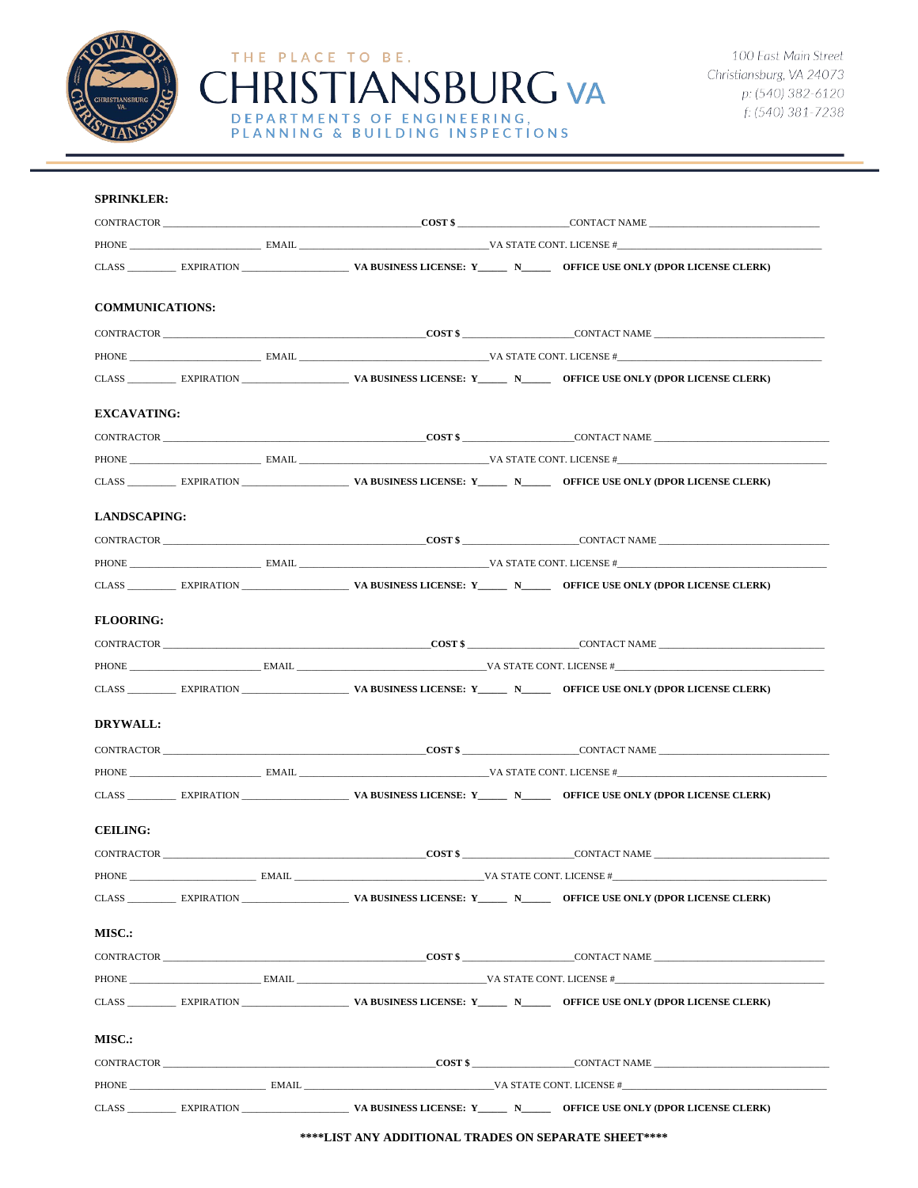THE PLACE TO BE.

# CHRISTIANSBURG VA

DEPARTMENTS OF ENGINEERING, PLANNING & BUILDING INSPECTIONS

100 East Main Street
Christiansburg, VA 24073
p: (540) 382-6120
f: (540) 381-7238

**SPRINKLER:**

CONTRACTOR ______________________________ **COST $** ______________ CONTACT NAME ______________________

PHONE ______________ EMAIL ______________________ VA STATE CONT. LICENSE # ______________________

CLASS ________ EXPIRATION ______________ **VA BUSINESS LICENSE: Y_____ N_____ OFFICE USE ONLY (DPOR LICENSE CLERK)**

**COMMUNICATIONS:**

CONTRACTOR ______________________________ **COST $** ______________ CONTACT NAME ______________________

PHONE ______________ EMAIL ______________________ VA STATE CONT. LICENSE # ______________________

CLASS ________ EXPIRATION ______________ **VA BUSINESS LICENSE: Y_____ N_____ OFFICE USE ONLY (DPOR LICENSE CLERK)**

**EXCAVATING:**

CONTRACTOR ______________________________ **COST $** ______________ CONTACT NAME ______________________

PHONE ______________ EMAIL ______________________ VA STATE CONT. LICENSE # ______________________

CLASS ________ EXPIRATION ______________ **VA BUSINESS LICENSE: Y_____ N_____ OFFICE USE ONLY (DPOR LICENSE CLERK)**

**LANDSCAPING:**

CONTRACTOR ______________________________ **COST $** ______________ CONTACT NAME ______________________

PHONE ______________ EMAIL ______________________ VA STATE CONT. LICENSE # ______________________

CLASS ________ EXPIRATION ______________ **VA BUSINESS LICENSE: Y_____ N_____ OFFICE USE ONLY (DPOR LICENSE CLERK)**

**FLOORING:**

CONTRACTOR ______________________________ **COST $** ______________ CONTACT NAME ______________________

PHONE ______________ EMAIL ______________________ VA STATE CONT. LICENSE # ______________________

CLASS ________ EXPIRATION ______________ **VA BUSINESS LICENSE: Y_____ N_____ OFFICE USE ONLY (DPOR LICENSE CLERK)**

**DRYWALL:**

CONTRACTOR ______________________________ **COST $** ______________ CONTACT NAME ______________________

PHONE ______________ EMAIL ______________________ VA STATE CONT. LICENSE # ______________________

CLASS ________ EXPIRATION ______________ **VA BUSINESS LICENSE: Y_____ N_____ OFFICE USE ONLY (DPOR LICENSE CLERK)**

**CEILING:**

CONTRACTOR ______________________________ **COST $** ______________ CONTACT NAME ______________________

PHONE ______________ EMAIL ______________________ VA STATE CONT. LICENSE # ______________________

CLASS ________ EXPIRATION ______________ **VA BUSINESS LICENSE: Y_____ N_____ OFFICE USE ONLY (DPOR LICENSE CLERK)**

**MISC.:**

CONTRACTOR ______________________________ **COST $** ______________ CONTACT NAME ______________________

PHONE ______________ EMAIL ______________________ VA STATE CONT. LICENSE # ______________________

CLASS ________ EXPIRATION ______________ **VA BUSINESS LICENSE: Y_____ N_____ OFFICE USE ONLY (DPOR LICENSE CLERK)**

**MISC.:**

CONTRACTOR ______________________________ **COST $** ______________ CONTACT NAME ______________________

PHONE ______________ EMAIL ______________________ VA STATE CONT. LICENSE # ______________________

CLASS ________ EXPIRATION ______________ **VA BUSINESS LICENSE: Y_____ N_____ OFFICE USE ONLY (DPOR LICENSE CLERK)**

**\*\*\*\*LIST ANY ADDITIONAL TRADES ON SEPARATE SHEET\*\*\*\***